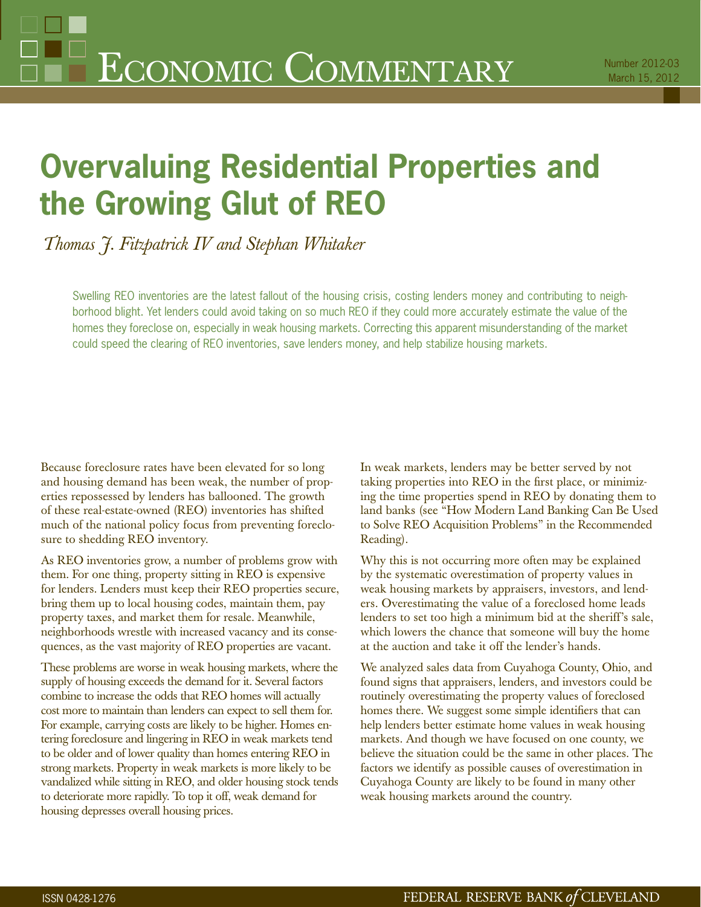# Overvaluing Residential Properties and the Growing Glut of REO

*Thomas J. Fitzpatrick IV and Stephan Whitaker*

Swelling REO inventories are the latest fallout of the housing crisis, costing lenders money and contributing to neighborhood blight. Yet lenders could avoid taking on so much REO if they could more accurately estimate the value of the homes they foreclose on, especially in weak housing markets. Correcting this apparent misunderstanding of the market could speed the clearing of REO inventories, save lenders money, and help stabilize housing markets.

Because foreclosure rates have been elevated for so long and housing demand has been weak, the number of properties repossessed by lenders has ballooned. The growth of these real-estate-owned (REO) inventories has shifted much of the national policy focus from preventing foreclosure to shedding REO inventory.

As REO inventories grow, a number of problems grow with them. For one thing, property sitting in REO is expensive for lenders. Lenders must keep their REO properties secure, bring them up to local housing codes, maintain them, pay property taxes, and market them for resale. Meanwhile, neighborhoods wrestle with increased vacancy and its consequences, as the vast majority of REO properties are vacant.

These problems are worse in weak housing markets, where the supply of housing exceeds the demand for it. Several factors combine to increase the odds that REO homes will actually cost more to maintain than lenders can expect to sell them for. For example, carrying costs are likely to be higher. Homes entering foreclosure and lingering in REO in weak markets tend to be older and of lower quality than homes entering REO in strong markets. Property in weak markets is more likely to be vandalized while sitting in REO, and older housing stock tends to deteriorate more rapidly. To top it off, weak demand for housing depresses overall housing prices.

In weak markets, lenders may be better served by not taking properties into REO in the first place, or minimizing the time properties spend in REO by donating them to land banks (see "How Modern Land Banking Can Be Used to Solve REO Acquisition Problems" in the Recommended Reading).

Why this is not occurring more often may be explained by the systematic overestimation of property values in weak housing markets by appraisers, investors, and lenders. Overestimating the value of a foreclosed home leads lenders to set too high a minimum bid at the sheriff's sale, which lowers the chance that someone will buy the home at the auction and take it off the lender's hands.

We analyzed sales data from Cuyahoga County, Ohio, and found signs that appraisers, lenders, and investors could be routinely overestimating the property values of foreclosed homes there. We suggest some simple identifiers that can help lenders better estimate home values in weak housing markets. And though we have focused on one county, we believe the situation could be the same in other places. The factors we identify as possible causes of overestimation in Cuyahoga County are likely to be found in many other weak housing markets around the country.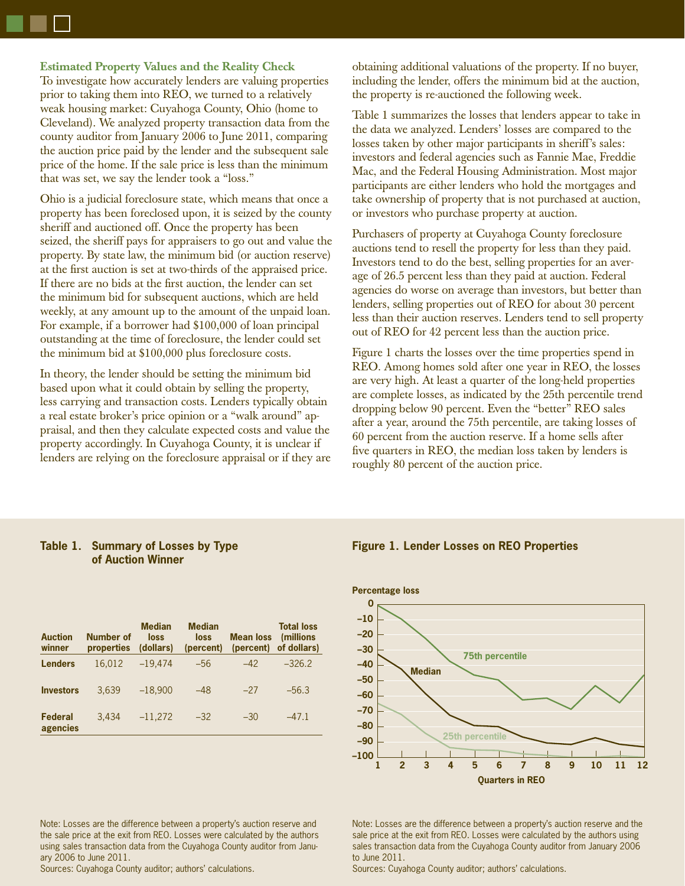### Estimated Property Values and the Reality Check

To investigate how accurately lenders are valuing properties prior to taking them into REO, we turned to a relatively weak housing market: Cuyahoga County, Ohio (home to Cleveland). We analyzed property transaction data from the county auditor from January 2006 to June 2011, comparing the auction price paid by the lender and the subsequent sale price of the home. If the sale price is less than the minimum that was set, we say the lender took a "loss."

Ohio is a judicial foreclosure state, which means that once a property has been foreclosed upon, it is seized by the county sheriff and auctioned off. Once the property has been seized, the sheriff pays for appraisers to go out and value the property. By state law, the minimum bid (or auction reserve) at the first auction is set at two-thirds of the appraised price. If there are no bids at the first auction, the lender can set the minimum bid for subsequent auctions, which are held weekly, at any amount up to the amount of the unpaid loan. For example, if a borrower had $100,000 of loan principal outstanding at the time of foreclosure, the lender could set the minimum bid at $100,000 plus foreclosure costs.

In theory, the lender should be setting the minimum bid based upon what it could obtain by selling the property, less carrying and transaction costs. Lenders typically obtain a real estate broker's price opinion or a "walk around" appraisal, and then they calculate expected costs and value the property accordingly. In Cuyahoga County, it is unclear if lenders are relying on the foreclosure appraisal or if they are obtaining additional valuations of the property. If no buyer, including the lender, offers the minimum bid at the auction, the property is re-auctioned the following week.

Table 1 summarizes the losses that lenders appear to take in the data we analyzed. Lenders' losses are compared to the losses taken by other major participants in sheriff's sales: investors and federal agencies such as Fannie Mae, Freddie Mac, and the Federal Housing Administration. Most major participants are either lenders who hold the mortgages and take ownership of property that is not purchased at auction, or investors who purchase property at auction.

Purchasers of property at Cuyahoga County foreclosure auctions tend to resell the property for less than they paid. Investors tend to do the best, selling properties for an average of 26.5 percent less than they paid at auction. Federal agencies do worse on average than investors, but better than lenders, selling properties out of REO for about 30 percent less than their auction reserves. Lenders tend to sell property out of REO for 42 percent less than the auction price.

Figure 1 charts the losses over the time properties spend in REO. Among homes sold after one year in REO, the losses are very high. At least a quarter of the long-held properties are complete losses, as indicated by the 25th percentile trend dropping below 90 percent. Even the "better" REO sales after a year, around the 75th percentile, are taking losses of 60 percent from the auction reserve. If a home sells after five quarters in REO, the median loss taken by lenders is roughly 80 percent of the auction price.

**Table 1. Summary of Losses by Type of Auction Winner**

| Auction winner | Number of properties | Median loss (dollars) | Median loss (percent) | Mean loss (percent) | Total loss (millions of dollars) |
|---|---|---|---|---|---|
| Lenders | 16,012 | –19,474 | –56 | –42 | –326.2 |
| Investors | 3,639 | –18,900 | –48 | –27 | –56.3 |
| Federal agencies | 3,434 | –11,272 | –32 | –30 | –47.1 |

Note: Losses are the difference between a property's auction reserve and the sale price at the exit from REO. Losses were calculated by the authors using sales transaction data from the Cuyahoga County auditor from January 2006 to June 2011.
Sources: Cuyahoga County auditor; authors' calculations.

**Figure 1. Lender Losses on REO Properties**

Note: Losses are the difference between a property's auction reserve and the sale price at the exit from REO. Losses were calculated by the authors using sales transaction data from the Cuyahoga County auditor from January 2006 to June 2011.
Sources: Cuyahoga County auditor; authors' calculations.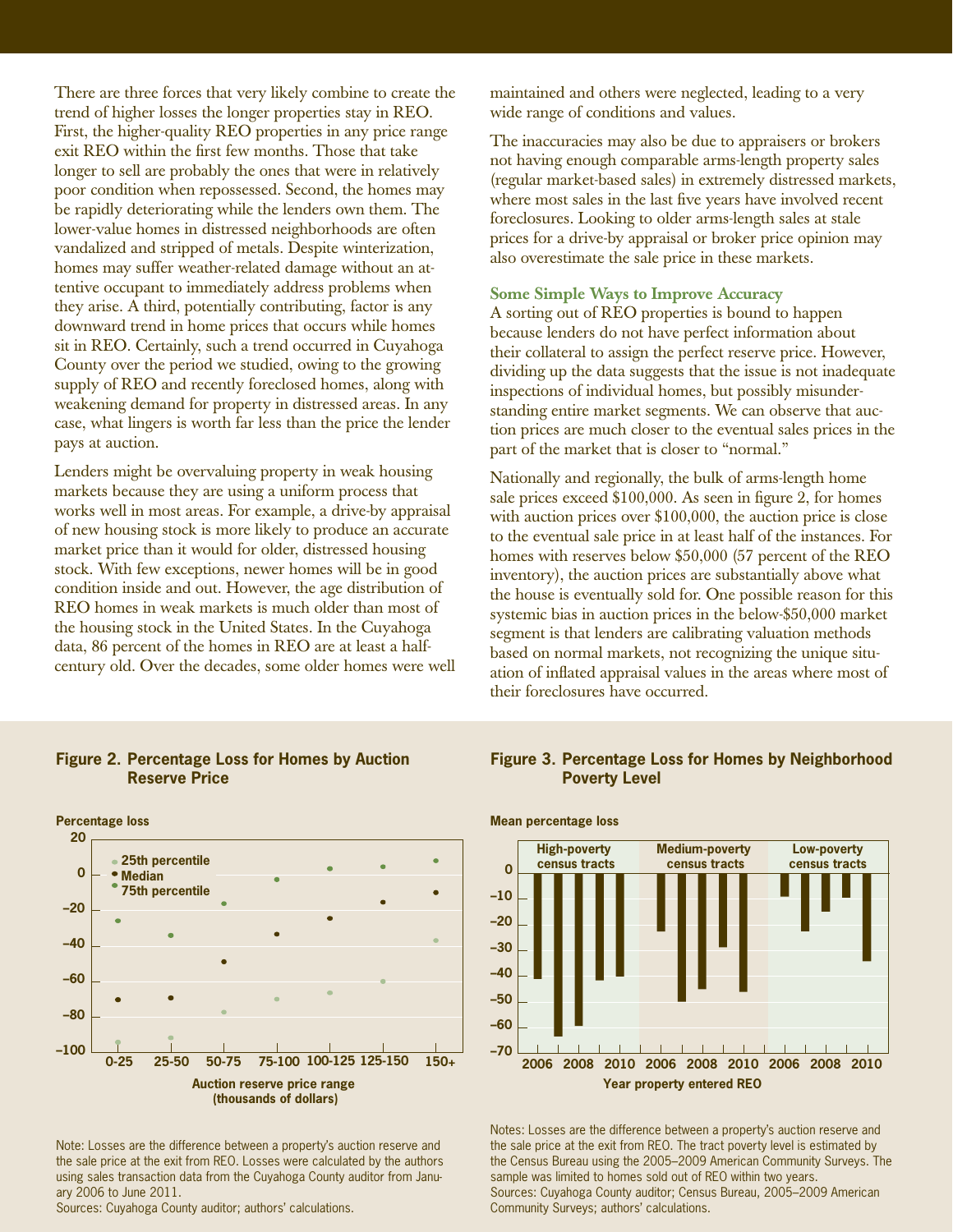There are three forces that very likely combine to create the trend of higher losses the longer properties stay in REO. First, the higher-quality REO properties in any price range exit REO within the first few months. Those that take longer to sell are probably the ones that were in relatively poor condition when repossessed. Second, the homes may be rapidly deteriorating while the lenders own them. The lower-value homes in distressed neighborhoods are often vandalized and stripped of metals. Despite winterization, homes may suffer weather-related damage without an attentive occupant to immediately address problems when they arise. A third, potentially contributing, factor is any downward trend in home prices that occurs while homes sit in REO. Certainly, such a trend occurred in Cuyahoga County over the period we studied, owing to the growing supply of REO and recently foreclosed homes, along with weakening demand for property in distressed areas. In any case, what lingers is worth far less than the price the lender pays at auction.

Lenders might be overvaluing property in weak housing markets because they are using a uniform process that works well in most areas. For example, a drive-by appraisal of new housing stock is more likely to produce an accurate market price than it would for older, distressed housing stock. With few exceptions, newer homes will be in good condition inside and out. However, the age distribution of REO homes in weak markets is much older than most of the housing stock in the United States. In the Cuyahoga data, 86 percent of the homes in REO are at least a half-century old. Over the decades, some older homes were well maintained and others were neglected, leading to a very wide range of conditions and values.

The inaccuracies may also be due to appraisers or brokers not having enough comparable arms-length property sales (regular market-based sales) in extremely distressed markets, where most sales in the last five years have involved recent foreclosures. Looking to older arms-length sales at stale prices for a drive-by appraisal or broker price opinion may also overestimate the sale price in these markets.

### Some Simple Ways to Improve Accuracy

A sorting out of REO properties is bound to happen because lenders do not have perfect information about their collateral to assign the perfect reserve price. However, dividing up the data suggests that the issue is not inadequate inspections of individual homes, but possibly misunderstanding entire market segments. We can observe that auction prices are much closer to the eventual sales prices in the part of the market that is closer to "normal."

Nationally and regionally, the bulk of arms-length home sale prices exceed $100,000. As seen in figure 2, for homes with auction prices over $100,000, the auction price is close to the eventual sale price in at least half of the instances. For homes with reserves below $50,000 (57 percent of the REO inventory), the auction prices are substantially above what the house is eventually sold for. One possible reason for this systemic bias in auction prices in the below-$50,000 market segment is that lenders are calibrating valuation methods based on normal markets, not recognizing the unique situation of inflated appraisal values in the areas where most of their foreclosures have occurred.

**Figure 2. Percentage Loss for Homes by Auction Reserve Price**

Note: Losses are the difference between a property's auction reserve and the sale price at the exit from REO. Losses were calculated by the authors using sales transaction data from the Cuyahoga County auditor from January 2006 to June 2011.
Sources: Cuyahoga County auditor; authors' calculations.

**Figure 3. Percentage Loss for Homes by Neighborhood Poverty Level**

Notes: Losses are the difference between a property's auction reserve and the sale price at the exit from REO. The tract poverty level is estimated by the Census Bureau using the 2005–2009 American Community Surveys. The sample was limited to homes sold out of REO within two years.
Sources: Cuyahoga County auditor; Census Bureau, 2005–2009 American Community Surveys; authors' calculations.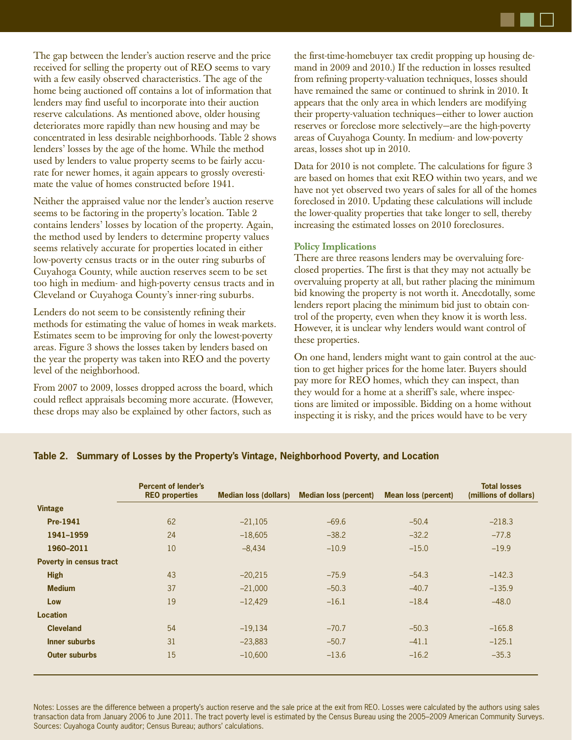The gap between the lender's auction reserve and the price received for selling the property out of REO seems to vary with a few easily observed characteristics. The age of the home being auctioned off contains a lot of information that lenders may find useful to incorporate into their auction reserve calculations. As mentioned above, older housing deteriorates more rapidly than new housing and may be concentrated in less desirable neighborhoods. Table 2 shows lenders' losses by the age of the home. While the method used by lenders to value property seems to be fairly accurate for newer homes, it again appears to grossly overestimate the value of homes constructed before 1941.

Neither the appraised value nor the lender's auction reserve seems to be factoring in the property's location. Table 2 contains lenders' losses by location of the property. Again, the method used by lenders to determine property values seems relatively accurate for properties located in either low-poverty census tracts or in the outer ring suburbs of Cuyahoga County, while auction reserves seem to be set too high in medium- and high-poverty census tracts and in Cleveland or Cuyahoga County's inner-ring suburbs.

Lenders do not seem to be consistently refining their methods for estimating the value of homes in weak markets. Estimates seem to be improving for only the lowest-poverty areas. Figure 3 shows the losses taken by lenders based on the year the property was taken into REO and the poverty level of the neighborhood.

From 2007 to 2009, losses dropped across the board, which could reflect appraisals becoming more accurate. (However, these drops may also be explained by other factors, such as the first-time-homebuyer tax credit propping up housing demand in 2009 and 2010.) If the reduction in losses resulted from refining property-valuation techniques, losses should have remained the same or continued to shrink in 2010. It appears that the only area in which lenders are modifying their property-valuation techniques—either to lower auction reserves or foreclose more selectively—are the high-poverty areas of Cuyahoga County. In medium- and low-poverty areas, losses shot up in 2010.

Data for 2010 is not complete. The calculations for figure 3 are based on homes that exit REO within two years, and we have not yet observed two years of sales for all of the homes foreclosed in 2010. Updating these calculations will include the lower-quality properties that take longer to sell, thereby increasing the estimated losses on 2010 foreclosures.

### Policy Implications

There are three reasons lenders may be overvaluing foreclosed properties. The first is that they may not actually be overvaluing property at all, but rather placing the minimum bid knowing the property is not worth it. Anecdotally, some lenders report placing the minimum bid just to obtain control of the property, even when they know it is worth less. However, it is unclear why lenders would want control of these properties.

On one hand, lenders might want to gain control at the auction to get higher prices for the home later. Buyers should pay more for REO homes, which they can inspect, than they would for a home at a sheriff's sale, where inspections are limited or impossible. Bidding on a home without inspecting it is risky, and the prices would have to be very

**Table 2. Summary of Losses by the Property's Vintage, Neighborhood Poverty, and Location**

| | Percent of lender's REO properties | Median loss (dollars) | Median loss (percent) | Mean loss (percent) | Total losses (millions of dollars) |
|---|---|---|---|---|---|
| **Vintage** | | | | | |
| **Pre-1941** | 62 | –21,105 | –69.6 | –50.4 | –218.3 |
| **1941–1959** | 24 | –18,605 | –38.2 | –32.2 | –77.8 |
| **1960–2011** | 10 | –8,434 | –10.9 | –15.0 | –19.9 |
| **Poverty in census tract** | | | | | |
| **High** | 43 | –20,215 | –75.9 | –54.3 | –142.3 |
| **Medium** | 37 | –21,000 | –50.3 | –40.7 | –135.9 |
| **Low** | 19 | –12,429 | –16.1 | –18.4 | –48.0 |
| **Location** | | | | | |
| **Cleveland** | 54 | –19,134 | –70.7 | –50.3 | –165.8 |
| **Inner suburbs** | 31 | –23,883 | –50.7 | –41.1 | –125.1 |
| **Outer suburbs** | 15 | –10,600 | –13.6 | –16.2 | –35.3 |

Notes: Losses are the difference between a property's auction reserve and the sale price at the exit from REO. Losses were calculated by the authors using sales transaction data from January 2006 to June 2011. The tract poverty level is estimated by the Census Bureau using the 2005–2009 American Community Surveys.
Sources: Cuyahoga County auditor; Census Bureau; authors' calculations.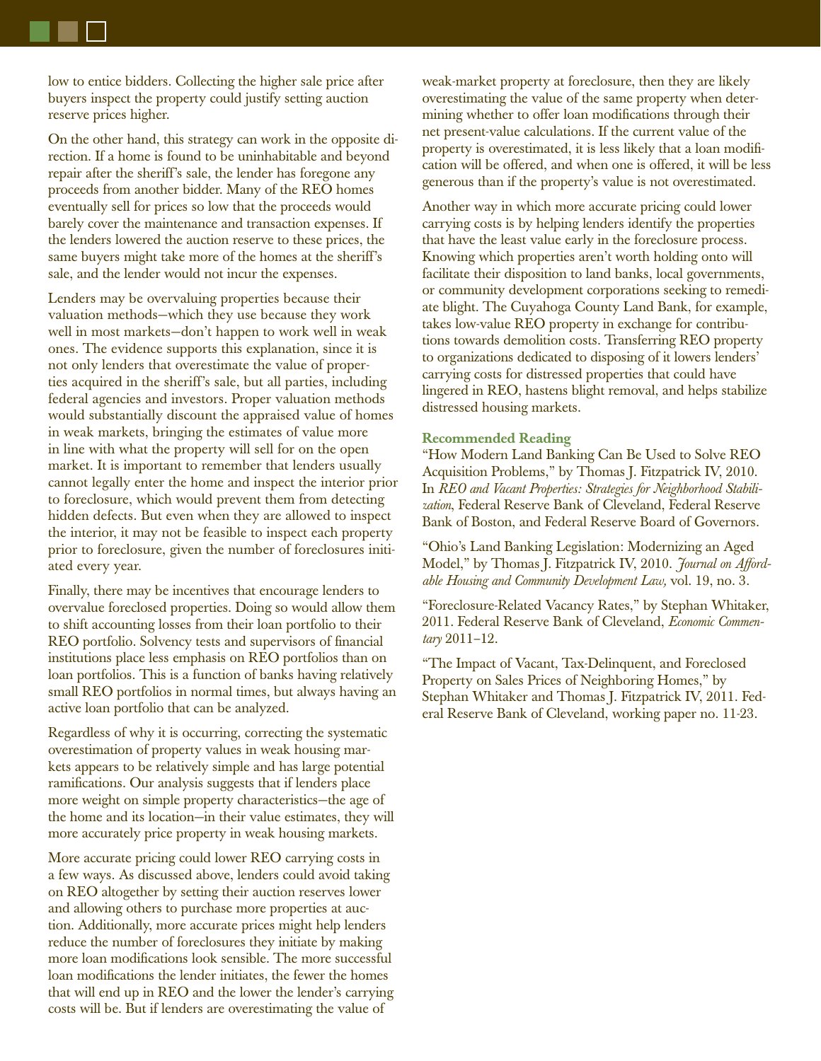low to entice bidders. Collecting the higher sale price after buyers inspect the property could justify setting auction reserve prices higher.

On the other hand, this strategy can work in the opposite direction. If a home is found to be uninhabitable and beyond repair after the sheriff's sale, the lender has foregone any proceeds from another bidder. Many of the REO homes eventually sell for prices so low that the proceeds would barely cover the maintenance and transaction expenses. If the lenders lowered the auction reserve to these prices, the same buyers might take more of the homes at the sheriff's sale, and the lender would not incur the expenses.

Lenders may be overvaluing properties because their valuation methods—which they use because they work well in most markets—don't happen to work well in weak ones. The evidence supports this explanation, since it is not only lenders that overestimate the value of properties acquired in the sheriff's sale, but all parties, including federal agencies and investors. Proper valuation methods would substantially discount the appraised value of homes in weak markets, bringing the estimates of value more in line with what the property will sell for on the open market. It is important to remember that lenders usually cannot legally enter the home and inspect the interior prior to foreclosure, which would prevent them from detecting hidden defects. But even when they are allowed to inspect the interior, it may not be feasible to inspect each property prior to foreclosure, given the number of foreclosures initiated every year.

Finally, there may be incentives that encourage lenders to overvalue foreclosed properties. Doing so would allow them to shift accounting losses from their loan portfolio to their REO portfolio. Solvency tests and supervisors of financial institutions place less emphasis on REO portfolios than on loan portfolios. This is a function of banks having relatively small REO portfolios in normal times, but always having an active loan portfolio that can be analyzed.

Regardless of why it is occurring, correcting the systematic overestimation of property values in weak housing markets appears to be relatively simple and has large potential ramifications. Our analysis suggests that if lenders place more weight on simple property characteristics—the age of the home and its location—in their value estimates, they will more accurately price property in weak housing markets.

More accurate pricing could lower REO carrying costs in a few ways. As discussed above, lenders could avoid taking on REO altogether by setting their auction reserves lower and allowing others to purchase more properties at auction. Additionally, more accurate prices might help lenders reduce the number of foreclosures they initiate by making more loan modifications look sensible. The more successful loan modifications the lender initiates, the fewer the homes that will end up in REO and the lower the lender's carrying costs will be. But if lenders are overestimating the value of weak-market property at foreclosure, then they are likely overestimating the value of the same property when determining whether to offer loan modifications through their net present-value calculations. If the current value of the property is overestimated, it is less likely that a loan modification will be offered, and when one is offered, it will be less generous than if the property's value is not overestimated.

Another way in which more accurate pricing could lower carrying costs is by helping lenders identify the properties that have the least value early in the foreclosure process. Knowing which properties aren't worth holding onto will facilitate their disposition to land banks, local governments, or community development corporations seeking to remediate blight. The Cuyahoga County Land Bank, for example, takes low-value REO property in exchange for contributions towards demolition costs. Transferring REO property to organizations dedicated to disposing of it lowers lenders' carrying costs for distressed properties that could have lingered in REO, hastens blight removal, and helps stabilize distressed housing markets.

### Recommended Reading

"How Modern Land Banking Can Be Used to Solve REO Acquisition Problems," by Thomas J. Fitzpatrick IV, 2010. In *REO and Vacant Properties: Strategies for Neighborhood Stabilization*, Federal Reserve Bank of Cleveland, Federal Reserve Bank of Boston, and Federal Reserve Board of Governors.

"Ohio's Land Banking Legislation: Modernizing an Aged Model," by Thomas J. Fitzpatrick IV, 2010. *Journal on Affordable Housing and Community Development Law,* vol. 19, no. 3.

"Foreclosure-Related Vacancy Rates," by Stephan Whitaker, 2011. Federal Reserve Bank of Cleveland, *Economic Commentary* 2011–12.

"The Impact of Vacant, Tax-Delinquent, and Foreclosed Property on Sales Prices of Neighboring Homes," by Stephan Whitaker and Thomas J. Fitzpatrick IV, 2011. Federal Reserve Bank of Cleveland, working paper no. 11-23.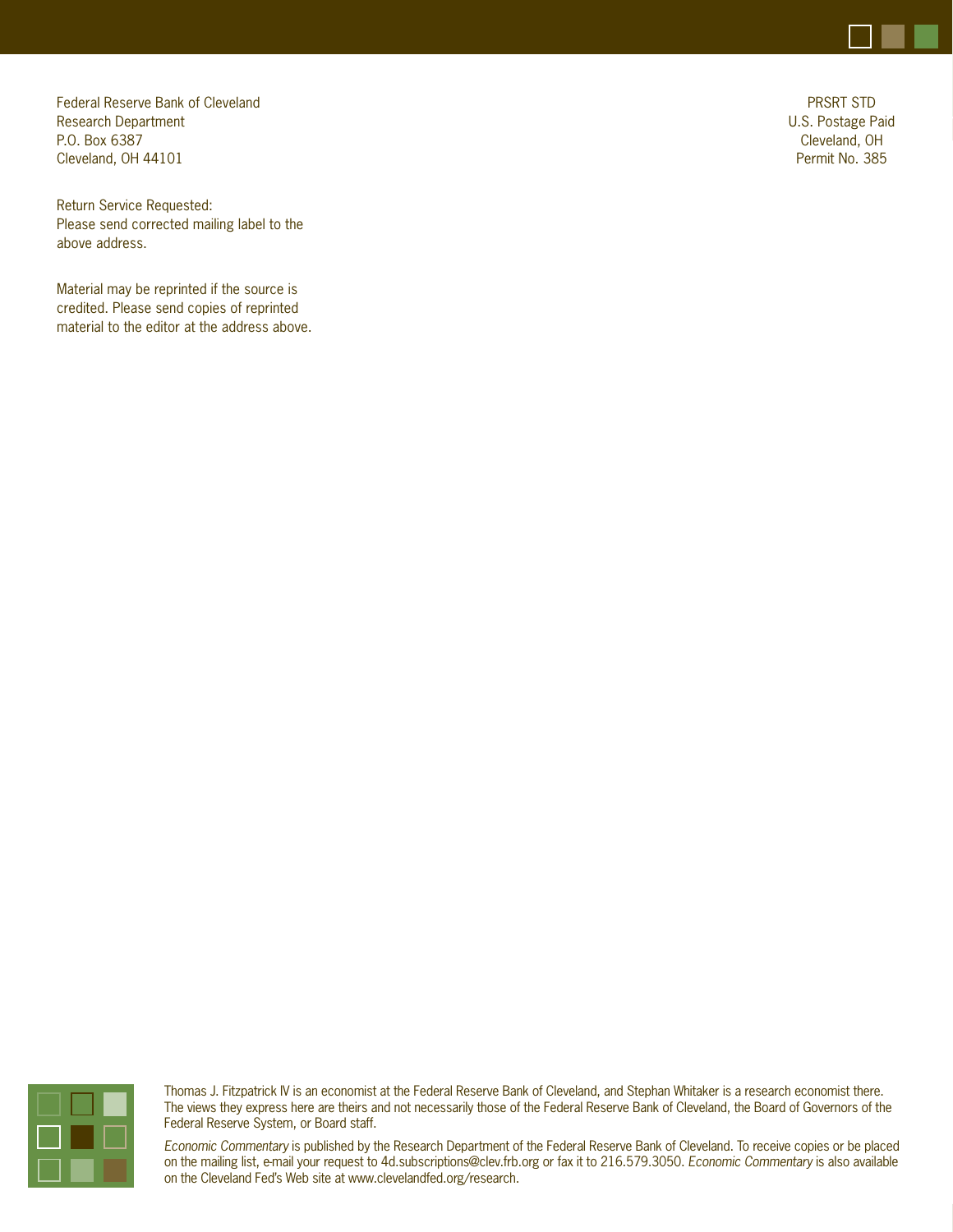Federal Reserve Bank of Cleveland
Research Department
P.O. Box 6387
Cleveland, OH 44101

PRSRT STD
U.S. Postage Paid
Cleveland, OH
Permit No. 385

Return Service Requested:
Please send corrected mailing label to the above address.

Material may be reprinted if the source is credited. Please send copies of reprinted material to the editor at the address above.

Thomas J. Fitzpatrick IV is an economist at the Federal Reserve Bank of Cleveland, and Stephan Whitaker is a research economist there. The views they express here are theirs and not necessarily those of the Federal Reserve Bank of Cleveland, the Board of Governors of the Federal Reserve System, or Board staff.

*Economic Commentary* is published by the Research Department of the Federal Reserve Bank of Cleveland. To receive copies or be placed on the mailing list, e-mail your request to 4d.subscriptions@clev.frb.org or fax it to 216.579.3050. *Economic Commentary* is also available on the Cleveland Fed's Web site at www.clevelandfed.org/research.